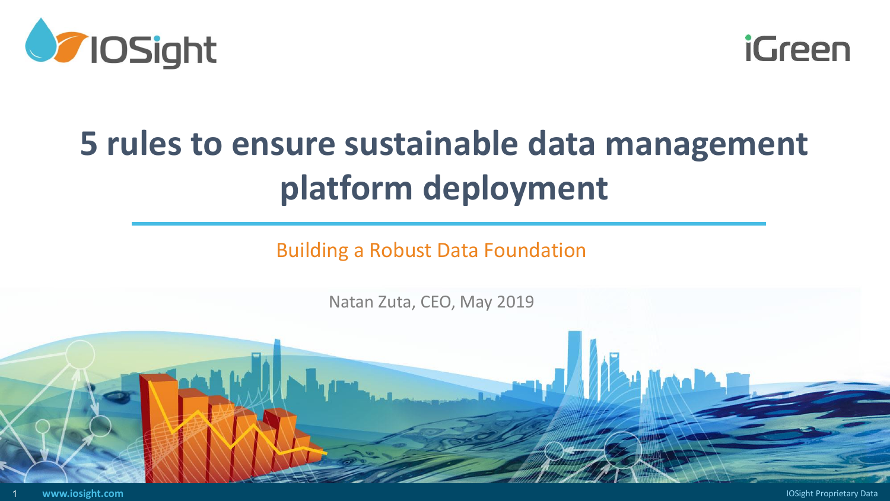IOSight

iGreen

# 5 rules to ensure sustainable data management platform deployment

Building a Robust Data Foundation

Natan Zuta, CEO, May 2019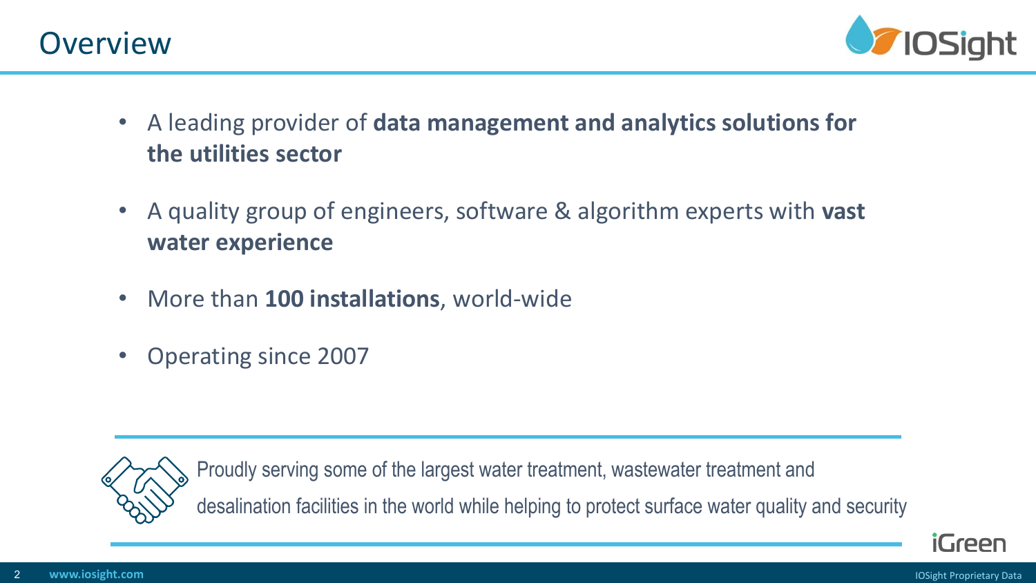# Overview

- A leading provider of **data management and analytics solutions for the utilities sector**
- A quality group of engineers, software & algorithm experts with **vast water experience**
- More than **100 installations**, world-wide
- Operating since 2007

Proudly serving some of the largest water treatment, wastewater treatment and desalination facilities in the world while helping to protect surface water quality and security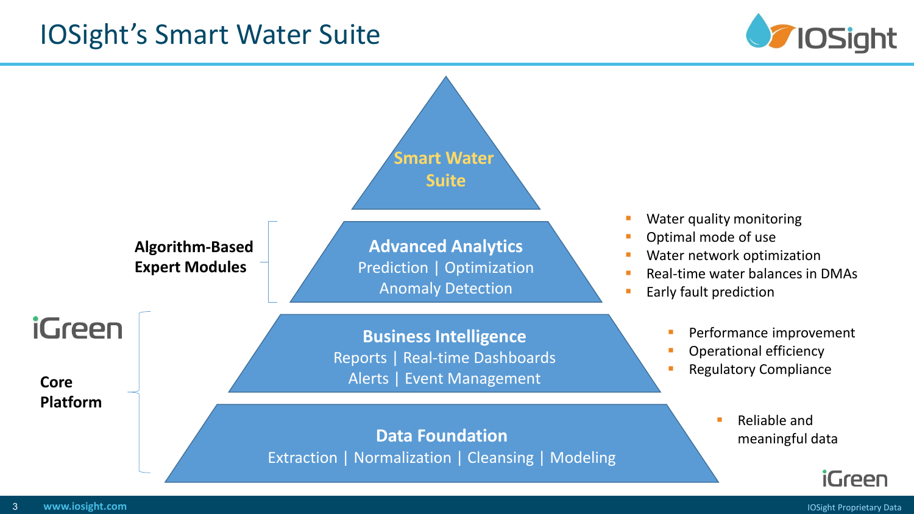# IOSight's Smart Water Suite

**Smart Water Suite**

**Algorithm-Based Expert Modules**

**Advanced Analytics**
Prediction | Optimization
Anomaly Detection

- Water quality monitoring
- Optimal mode of use
- Water network optimization
- Real-time water balances in DMAs
- Early fault prediction

iGreen

**Core Platform**

**Business Intelligence**
Reports | Real-time Dashboards
Alerts | Event Management

- Performance improvement
- Operational efficiency
- Regulatory Compliance

**Data Foundation**
Extraction | Normalization | Cleansing | Modeling

- Reliable and meaningful data

iGreen

www.iosight.com

IOSight Proprietary Data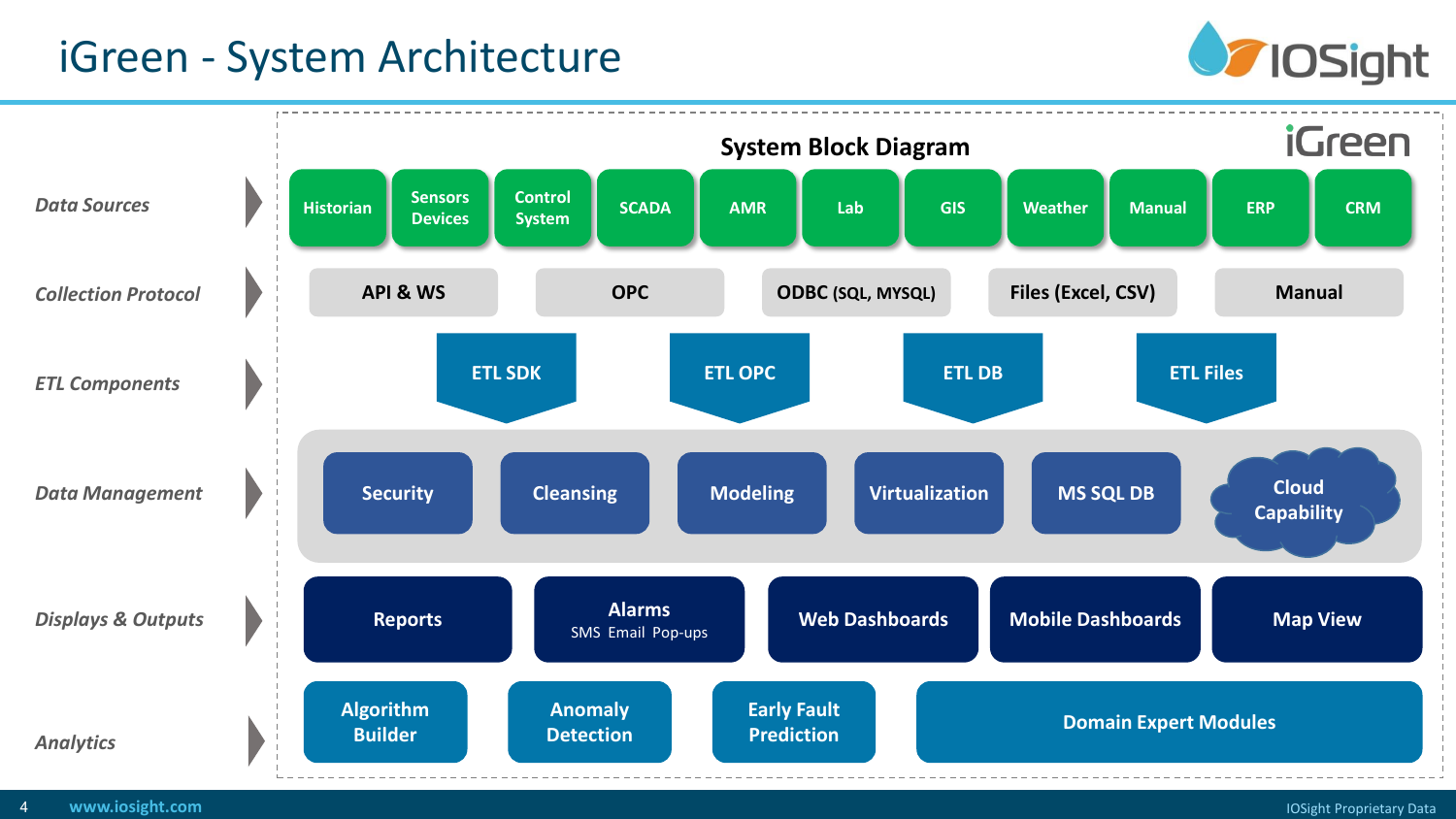# iGreen - System Architecture

## System Block Diagram

iGreen

**Data Sources**
- Historian
- Sensors Devices
- Control System
- SCADA
- AMR
- Lab
- GIS
- Weather
- Manual
- ERP
- CRM

**Collection Protocol**
- API & WS
- OPC
- ODBC (SQL, MYSQL)
- Files (Excel, CSV)
- Manual

**ETL Components**
- ETL SDK
- ETL OPC
- ETL DB
- ETL Files

**Data Management**
- Security
- Cleansing
- Modeling
- Virtualization
- MS SQL DB
- Cloud Capability

**Displays & Outputs**
- Reports
- Alarms (SMS Email Pop-ups)
- Web Dashboards
- Mobile Dashboards
- Map View

**Analytics**
- Algorithm Builder
- Anomaly Detection
- Early Fault Prediction
- Domain Expert Modules

www.iosight.com

IOSight Proprietary Data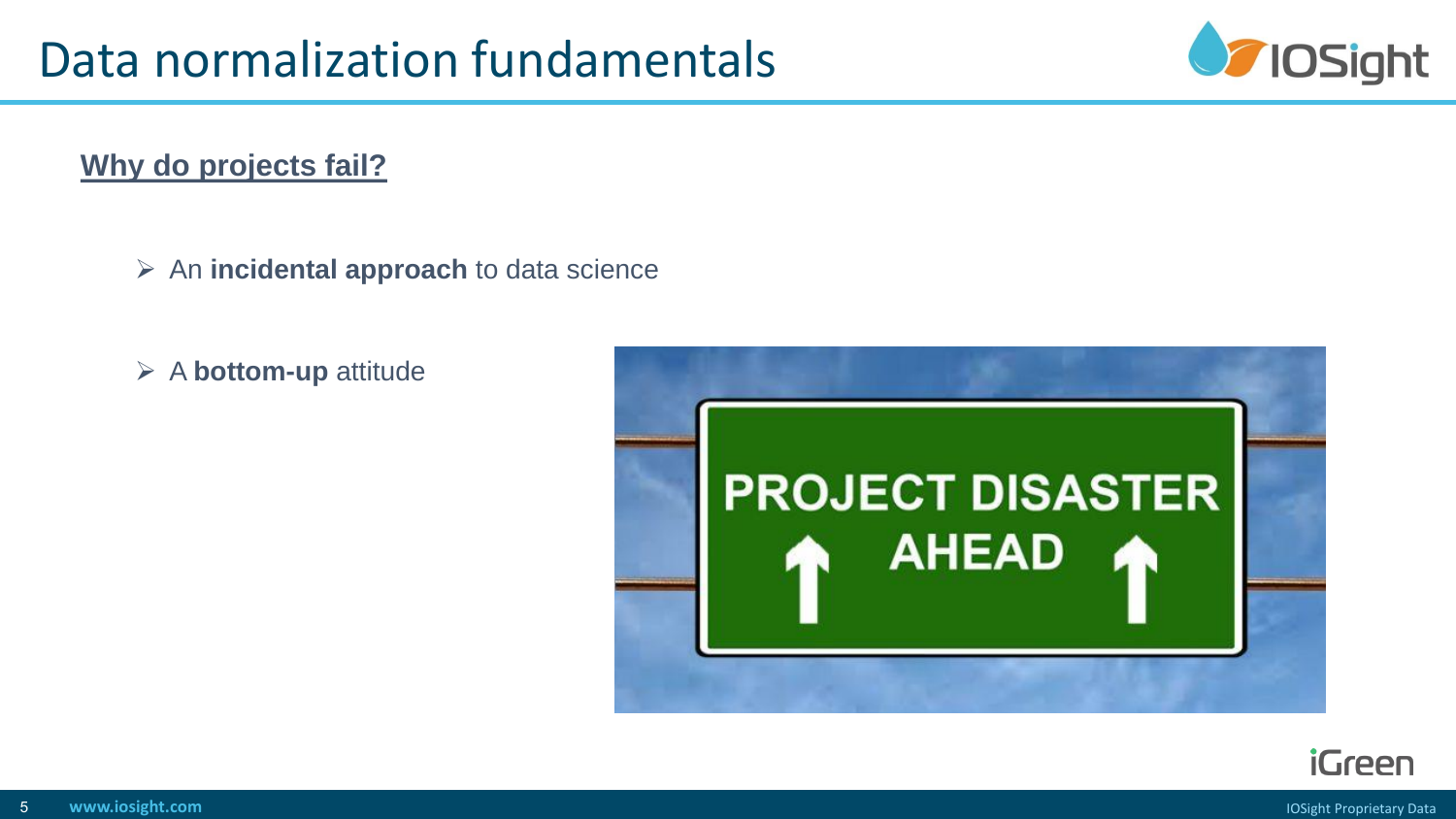# Data normalization fundamentals

**Why do projects fail?**

- An **incidental approach** to data science
- A **bottom-up** attitude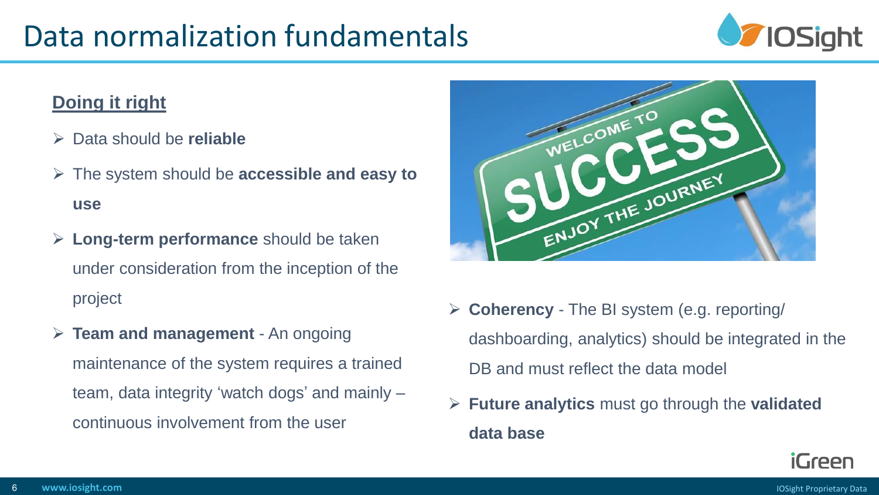# Data normalization fundamentals

## Doing it right

- Data should be **reliable**
- The system should be **accessible and easy to use**
- **Long-term performance** should be taken under consideration from the inception of the project
- **Team and management** - An ongoing maintenance of the system requires a trained team, data integrity 'watch dogs' and mainly – continuous involvement from the user
- **Coherency** - The BI system (e.g. reporting/ dashboarding, analytics) should be integrated in the DB and must reflect the data model
- **Future analytics** must go through the **validated data base**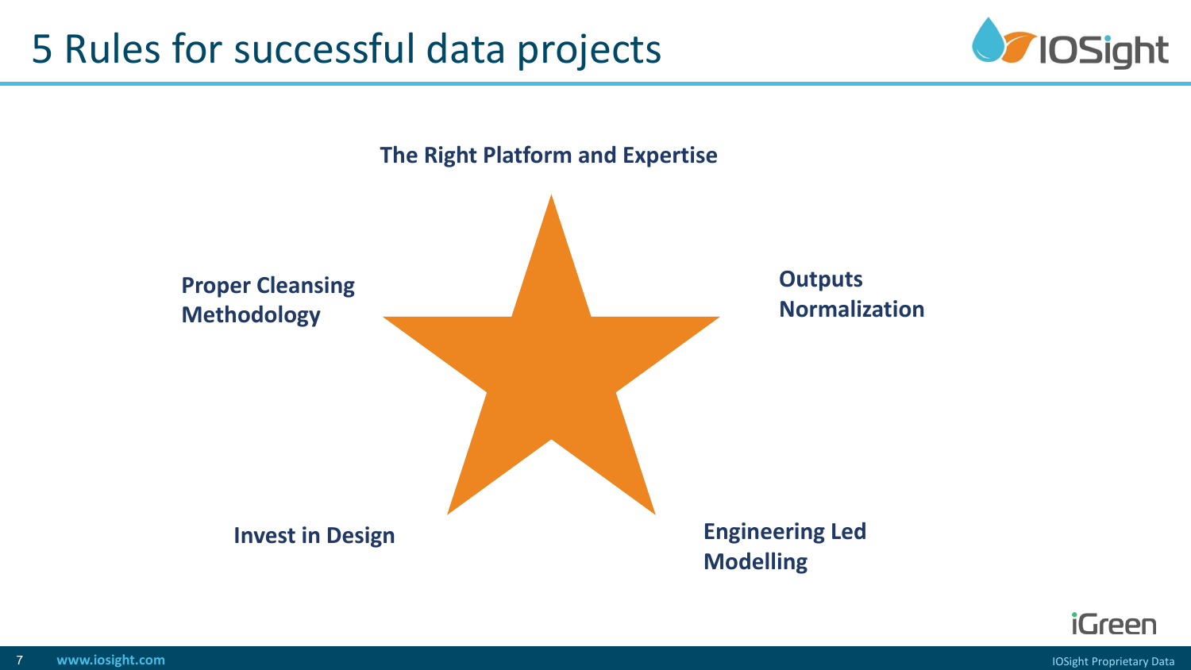# 5 Rules for successful data projects

**The Right Platform and Expertise**

**Outputs Normalization**

**Engineering Led Modelling**

**Invest in Design**

**Proper Cleansing Methodology**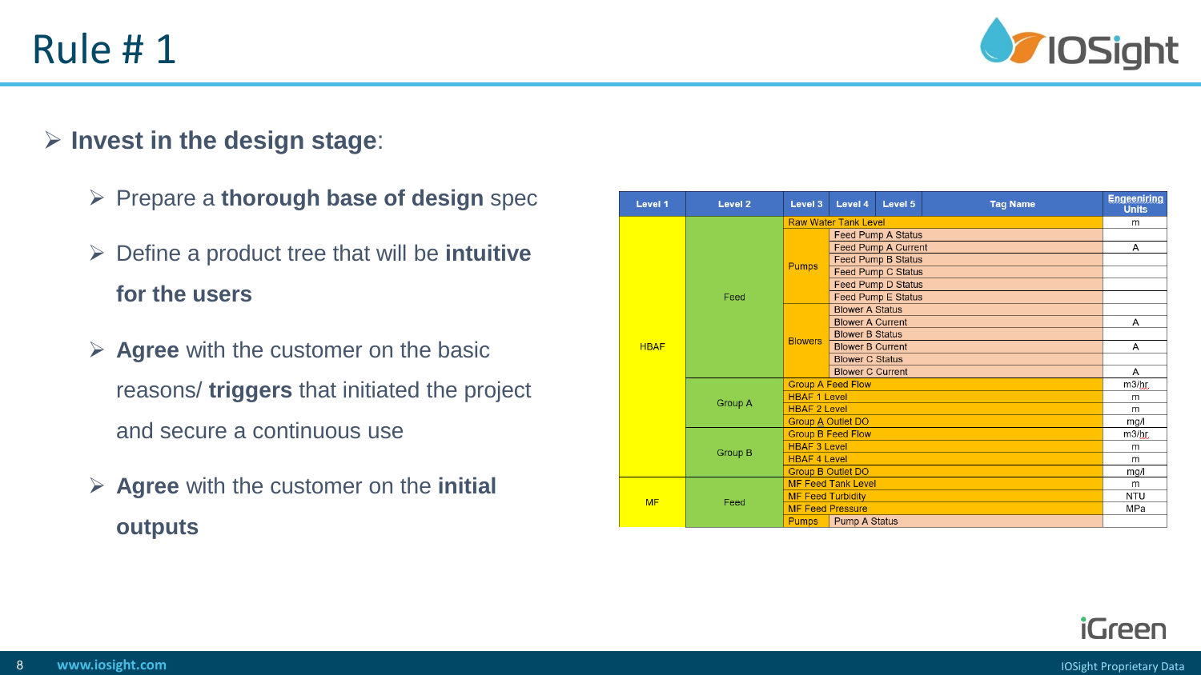# Rule # 1

- **Invest in the design stage**:
  - Prepare a **thorough base of design** spec
  - Define a product tree that will be **intuitive for the users**
  - **Agree** with the customer on the basic reasons/ **triggers** that initiated the project and secure a continuous use
  - **Agree** with the customer on the **initial outputs**

| Level 1 | Level 2 | Level 3 | Level 4 | Level 5 | Tag Name | Engeeniring Units |
|---|---|---|---|---|---|---|
| HBAF | Feed | Raw Water Tank Level | | | | m |
| | | Pumps | Feed Pump A Status | | | |
| | | | Feed Pump A Current | | | A |
| | | | Feed Pump B Status | | | |
| | | | Feed Pump C Status | | | |
| | | | Feed Pump D Status | | | |
| | | | Feed Pump E Status | | | |
| | | Blowers | Blower A Status | | | |
| | | | Blower A Current | | | A |
| | | | Blower B Status | | | |
| | | | Blower B Current | | | A |
| | | | Blower C Status | | | |
| | | | Blower C Current | | | A |
| | Group A | Group A Feed Flow | | | | m3/hr |
| | | HBAF 1 Level | | | | m |
| | | HBAF 2 Level | | | | m |
| | | Group A Outlet DO | | | | mg/l |
| | Group B | Group B Feed Flow | | | | m3/hr |
| | | HBAF 3 Level | | | | m |
| | | HBAF 4 Level | | | | m |
| | | Group B Outlet DO | | | | mg/l |
| MF | Feed | MF Feed Tank Level | | | | m |
| | | MF Feed Turbidity | | | | NTU |
| | | MF Feed Pressure | | | | MPa |
| | | Pumps | Pump A Status | | | |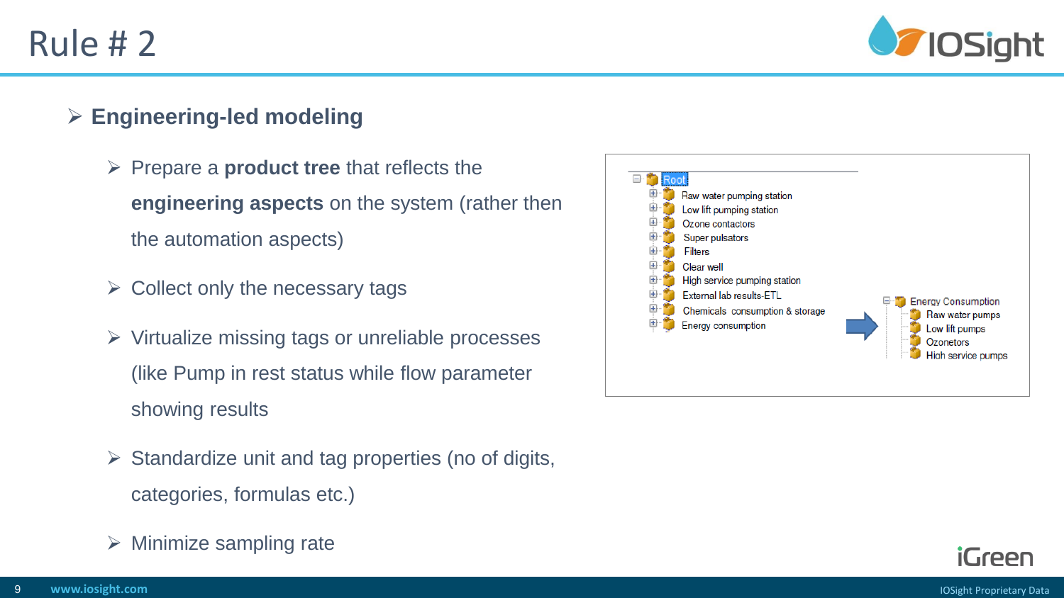# Rule # 2

- **Engineering-led modeling**
  - Prepare a **product tree** that reflects the **engineering aspects** on the system (rather then the automation aspects)
  - Collect only the necessary tags
  - Virtualize missing tags or unreliable processes (like Pump in rest status while flow parameter showing results
  - Standardize unit and tag properties (no of digits, categories, formulas etc.)
  - Minimize sampling rate

- Root
  - Raw water pumping station
  - Low lift pumping station
  - Ozone contactors
  - Super pulsators
  - Filters
  - Clear well
  - High service pumping station
  - External lab results-ETL
  - Chemicals consumption & storage
  - Energy consumption

- Energy Consumption
  - Raw water pumps
  - Low lift pumps
  - Ozonetors
  - High service pumps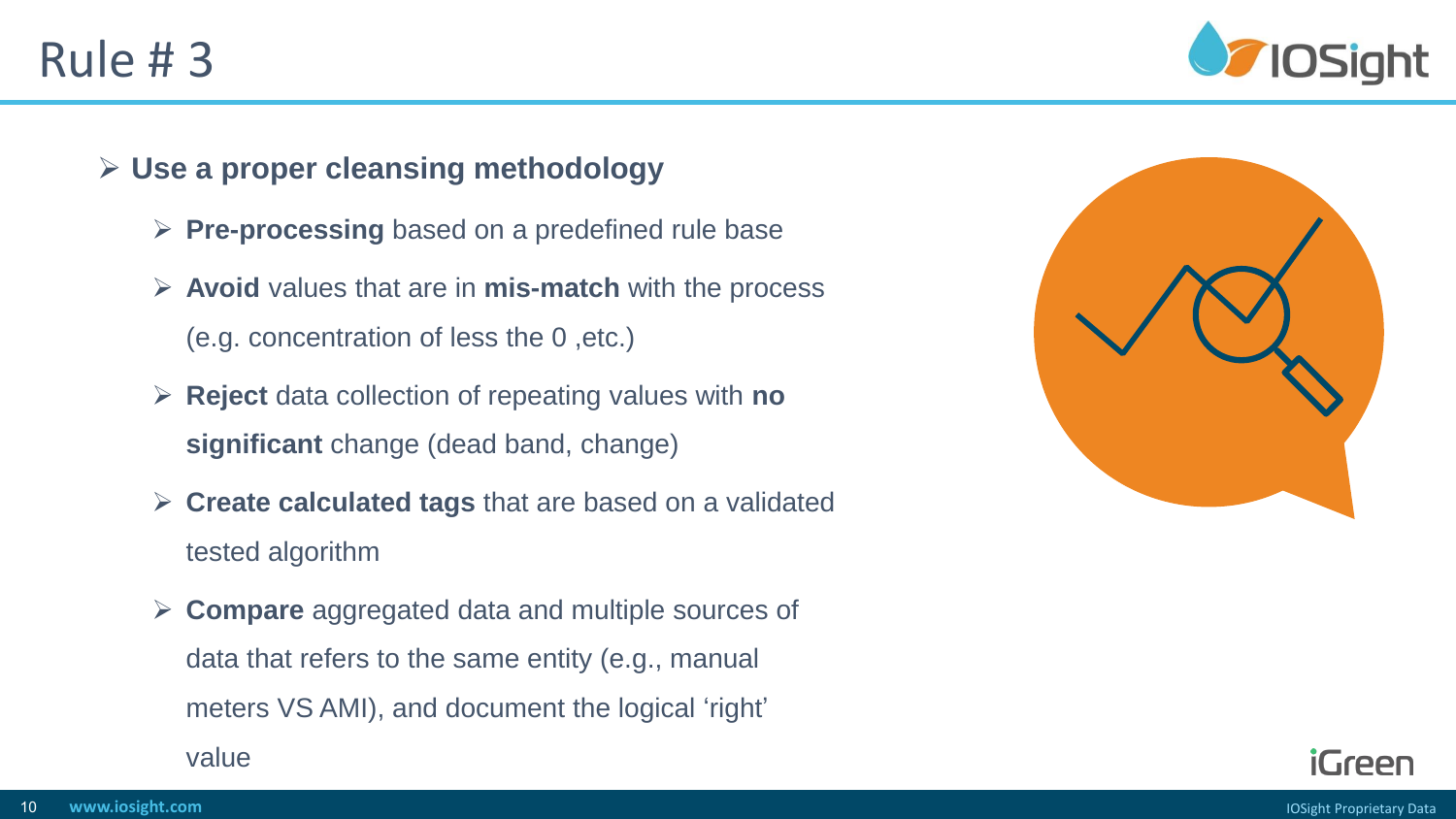# Rule # 3

- **Use a proper cleansing methodology**
  - **Pre-processing** based on a predefined rule base
  - **Avoid** values that are in **mis-match** with the process (e.g. concentration of less the 0 ,etc.)
  - **Reject** data collection of repeating values with **no significant** change (dead band, change)
  - **Create calculated tags** that are based on a validated tested algorithm
  - **Compare** aggregated data and multiple sources of data that refers to the same entity (e.g., manual meters VS AMI), and document the logical 'right' value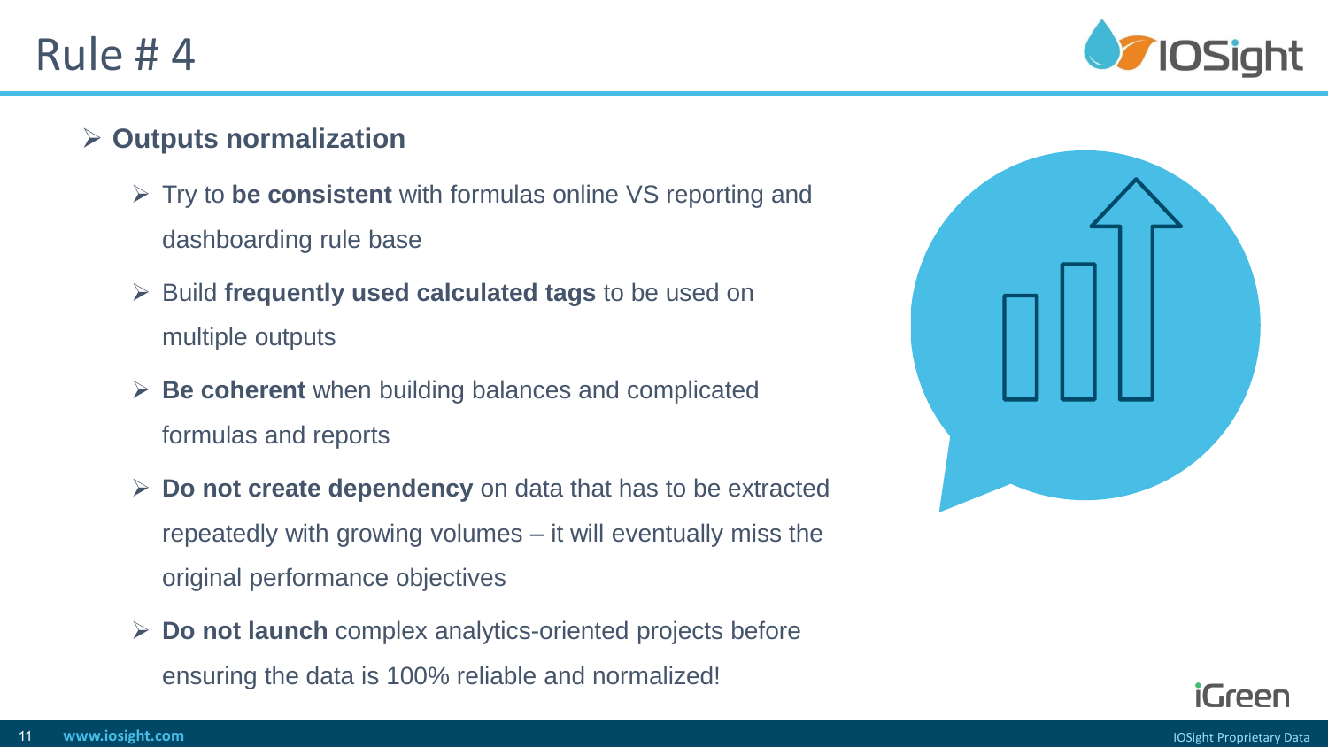# Rule # 4

- **Outputs normalization**
  - Try to **be consistent** with formulas online VS reporting and dashboarding rule base
  - Build **frequently used calculated tags** to be used on multiple outputs
  - **Be coherent** when building balances and complicated formulas and reports
  - **Do not create dependency** on data that has to be extracted repeatedly with growing volumes – it will eventually miss the original performance objectives
  - **Do not launch** complex analytics-oriented projects before ensuring the data is 100% reliable and normalized!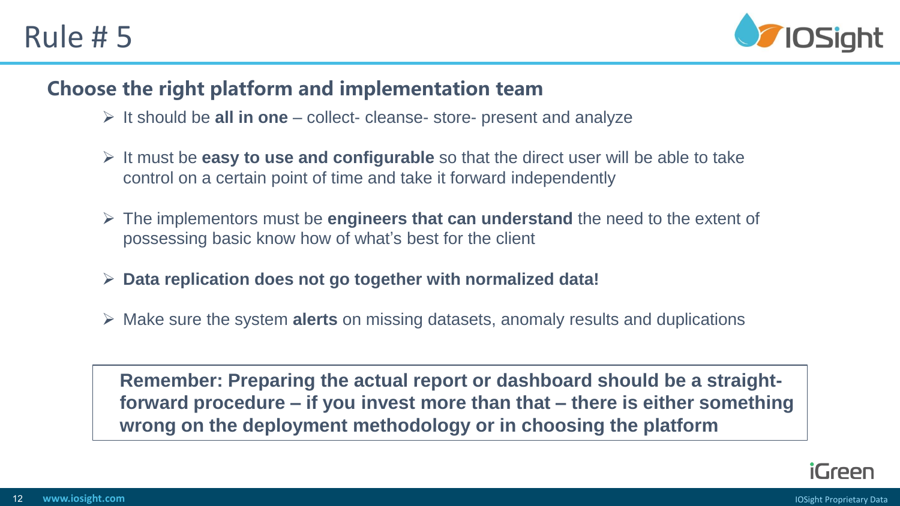# Rule # 5

## Choose the right platform and implementation team

- It should be **all in one** – collect- cleanse- store- present and analyze
- It must be **easy to use and configurable** so that the direct user will be able to take control on a certain point of time and take it forward independently
- The implementors must be **engineers that can understand** the need to the extent of possessing basic know how of what's best for the client
- **Data replication does not go together with normalized data!**
- Make sure the system **alerts** on missing datasets, anomaly results and duplications

**Remember: Preparing the actual report or dashboard should be a straight-forward procedure – if you invest more than that – there is either something wrong on the deployment methodology or in choosing the platform**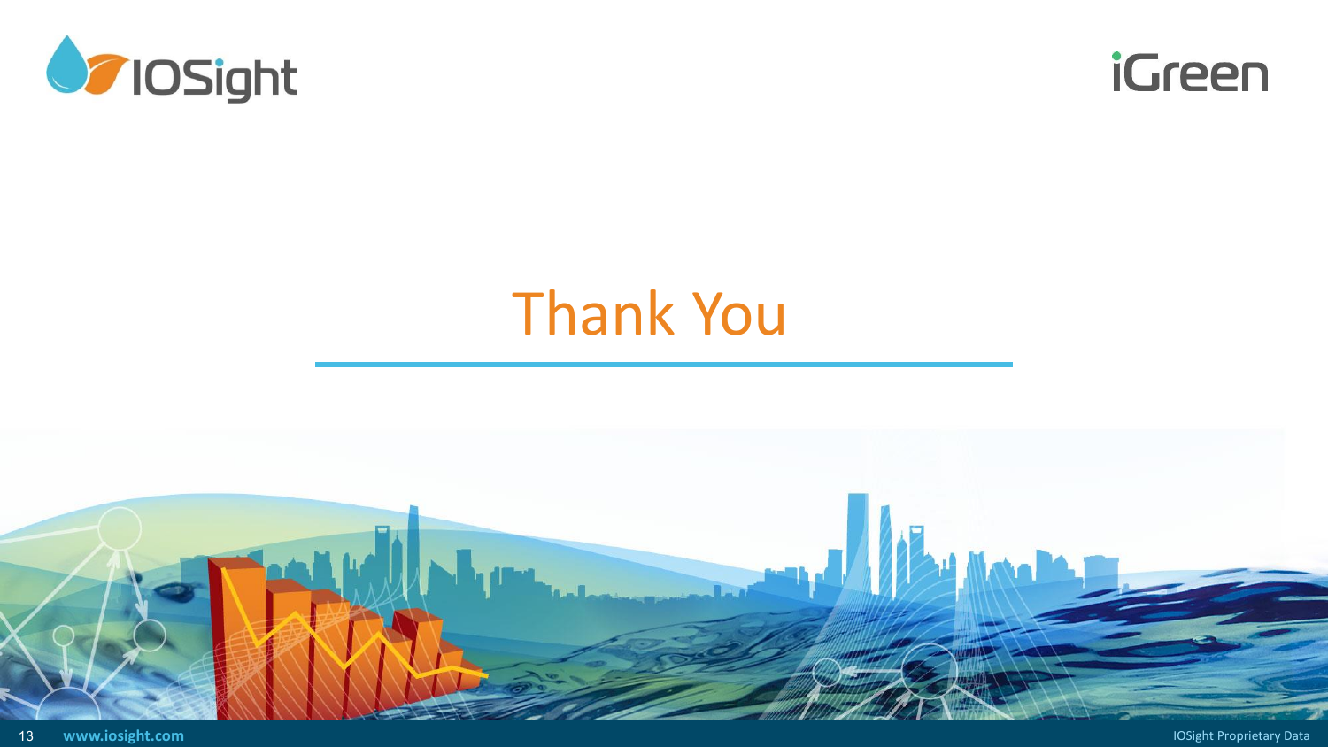# Thank You